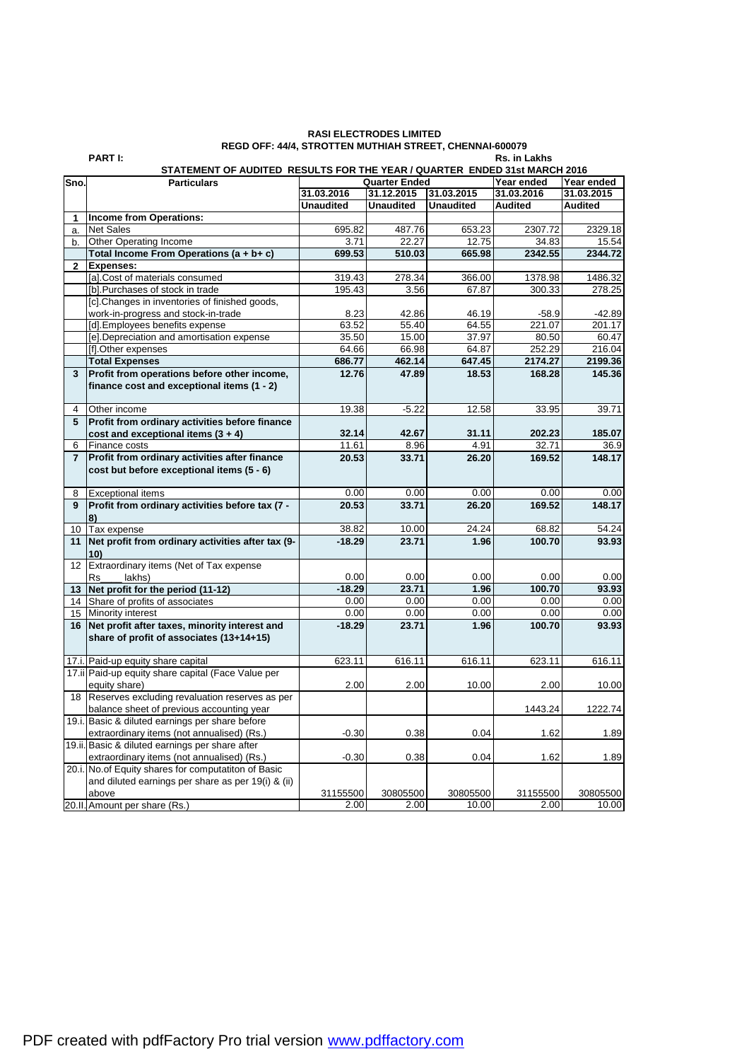# RASI ELECTRODES LIMITED

**REGD OFF: 44/4, STROTTEN MUTHIAH STREET, CHENNAI-600079**

**PART I:** **Rs. in Lakhs**

**STATEMENT OF AUDITED RESULTS FOR THE YEAR / QUARTER ENDED 31st MARCH 2016**

| Sno. | Particulars | Quarter Ended | | | Year ended | Year ended |
|---|---|---|---|---|---|---|
| | | 31.03.2016 | 31.12.2015 | 31.03.2015 | 31.03.2016 | 31.03.2015 |
| | | Unaudited | Unaudited | Unaudited | Audited | Audited |
| **1** | **Income from Operations:** | | | | | |
| a. | Net Sales | 695.82 | 487.76 | 653.23 | 2307.72 | 2329.18 |
| b. | Other Operating Income | 3.71 | 22.27 | 12.75 | 34.83 | 15.54 |
| | **Total Income From Operations (a + b+ c)** | **699.53** | **510.03** | **665.98** | **2342.55** | **2344.72** |
| **2** | **Expenses:** | | | | | |
| | [a].Cost of materials consumed | 319.43 | 278.34 | 366.00 | 1378.98 | 1486.32 |
| | [b].Purchases of stock in trade | 195.43 | 3.56 | 67.87 | 300.33 | 278.25 |
| | [c].Changes in inventories of finished goods, work-in-progress and stock-in-trade | 8.23 | 42.86 | 46.19 | -58.9 | -42.89 |
| | [d].Employees benefits expense | 63.52 | 55.40 | 64.55 | 221.07 | 201.17 |
| | [e].Depreciation and amortisation expense | 35.50 | 15.00 | 37.97 | 80.50 | 60.47 |
| | [f].Other expenses | 64.66 | 66.98 | 64.87 | 252.29 | 216.04 |
| | **Total Expenses** | **686.77** | **462.14** | **647.45** | **2174.27** | **2199.36** |
| **3** | **Profit from operations before other income, finance cost and exceptional items (1 - 2)** | **12.76** | **47.89** | **18.53** | **168.28** | **145.36** |
| 4 | Other income | 19.38 | -5.22 | 12.58 | 33.95 | 39.71 |
| **5** | **Profit from ordinary activities before finance cost and exceptional items (3 + 4)** | **32.14** | **42.67** | **31.11** | **202.23** | **185.07** |
| 6 | Finance costs | 11.61 | 8.96 | 4.91 | 32.71 | 36.9 |
| **7** | **Profit from ordinary activities after finance cost but before exceptional items (5 - 6)** | **20.53** | **33.71** | **26.20** | **169.52** | **148.17** |
| 8 | Exceptional items | 0.00 | 0.00 | 0.00 | 0.00 | 0.00 |
| **9** | **Profit from ordinary activities before tax (7 - 8)** | **20.53** | **33.71** | **26.20** | **169.52** | **148.17** |
| 10 | Tax expense | 38.82 | 10.00 | 24.24 | 68.82 | 54.24 |
| **11** | **Net profit from ordinary activities after tax (9-10)** | **-18.29** | **23.71** | **1.96** | **100.70** | **93.93** |
| 12 | Extraordinary items (Net of Tax expense Rs____ lakhs) | 0.00 | 0.00 | 0.00 | 0.00 | 0.00 |
| **13** | **Net profit for the period (11-12)** | **-18.29** | **23.71** | **1.96** | **100.70** | **93.93** |
| 14 | Share of profits of associates | 0.00 | 0.00 | 0.00 | 0.00 | 0.00 |
| 15 | Minority interest | 0.00 | 0.00 | 0.00 | 0.00 | 0.00 |
| **16** | **Net profit after taxes, minority interest and share of profit of associates (13+14+15)** | **-18.29** | **23.71** | **1.96** | **100.70** | **93.93** |
| 17.i. | Paid-up equity share capital | 623.11 | 616.11 | 616.11 | 623.11 | 616.11 |
| 17.ii | Paid-up equity share capital (Face Value per equity share) | 2.00 | 2.00 | 10.00 | 2.00 | 10.00 |
| 18 | Reserves excluding revaluation reserves as per balance sheet of previous accounting year | | | | 1443.24 | 1222.74 |
| 19.i. | Basic & diluted earnings per share before extraordinary items (not annualised) (Rs.) | -0.30 | 0.38 | 0.04 | 1.62 | 1.89 |
| 19.ii. | Basic & diluted earnings per share after extraordinary items (not annualised) (Rs.) | -0.30 | 0.38 | 0.04 | 1.62 | 1.89 |
| 20.i. | No.of Equity shares for computatiton of Basic and diluted earnings per share as per 19(i) & (ii) above | 31155500 | 30805500 | 30805500 | 31155500 | 30805500 |
| 20.II. | Amount per share (Rs.) | 2.00 | 2.00 | 10.00 | 2.00 | 10.00 |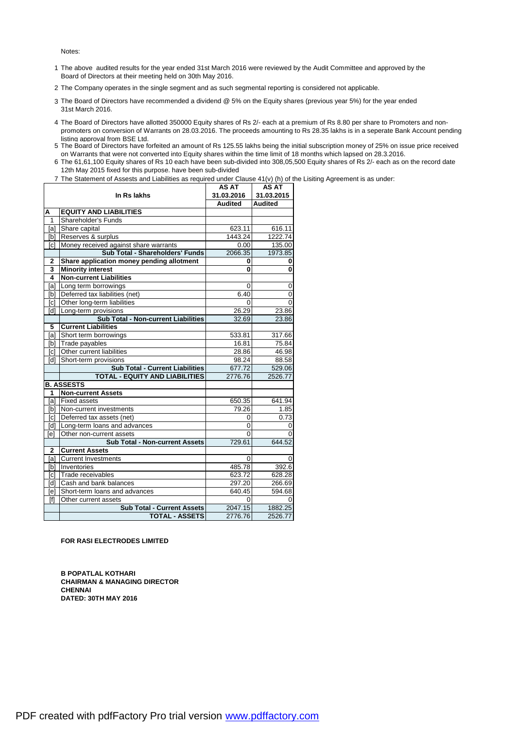Notes:

1. The above audited results for the year ended 31st March 2016 were reviewed by the Audit Committee and approved by the Board of Directors at their meeting held on 30th May 2016.
2. The Company operates in the single segment and as such segmental reporting is considered not applicable.
3. The Board of Directors have recommended a dividend @ 5% on the Equity shares (previous year 5%) for the year ended 31st March 2016.
4. The Board of Directors have allotted 350000 Equity shares of Rs 2/- each at a premium of Rs 8.80 per share to Promoters and non-promoters on conversion of Warrants on 28.03.2016. The proceeds amounting to Rs 28.35 lakhs is in a seperate Bank Account pending listing approval from BSE Ltd.
5. The Board of Directors have forfeited an amount of Rs 125.55 lakhs being the initial subscription money of 25% on issue price received on Warrants that were not converted into Equity shares within the time limit of 18 months which lapsed on 28.3.2016.
6. The 61,61,100 Equity shares of Rs 10 each have been sub-divided into 308,05,500 Equity shares of Rs 2/- each as on the record date 12th May 2015 fixed for this purpose. have been sub-divided
7. The Statement of Assests and Liabilities as required under Clause 41(v) (h) of the Lisiting Agreement is as under:

| | In Rs lakhs | AS AT 31.03.2016 Audited | AS AT 31.03.2015 Audited |
|---|---|---|---|
| **A** | **EQUITY AND LIABILITIES** | | |
| 1 | Shareholder's Funds | | |
| [a] | Share capital | 623.11 | 616.11 |
| [b] | Reserves & surplus | 1443.24 | 1222.74 |
| [c] | Money received against share warrants | 0.00 | 135.00 |
| | **Sub Total - Shareholders' Funds** | 2066.35 | 1973.85 |
| **2** | **Share application money pending allotment** | **0** | **0** |
| **3** | **Minority interest** | **0** | **0** |
| **4** | **Non-current Liabilities** | | |
| [a] | Long term borrowings | 0 | 0 |
| [b] | Deferred tax liabilities (net) | 6.40 | 0 |
| [c] | Other long-term liabilities | 0 | 0 |
| [d] | Long-term provisions | 26.29 | 23.86 |
| | **Sub Total - Non-current Liabilities** | 32.69 | 23.86 |
| **5** | **Current Liabilities** | | |
| [a] | Short term borrowings | 533.81 | 317.66 |
| [b] | Trade payables | 16.81 | 75.84 |
| [c] | Other current liabilities | 28.86 | 46.98 |
| [d] | Short-term provisions | 98.24 | 88.58 |
| | **Sub Total - Current Liabilities** | 677.72 | 529.06 |
| | **TOTAL - EQUITY AND LIABILITIES** | 2776.76 | 2526.77 |
| **B. ASSESTS** | | | |
| **1** | **Non-current Assets** | | |
| [a] | Fixed assets | 650.35 | 641.94 |
| [b] | Non-current investments | 79.26 | 1.85 |
| [c] | Deferred tax assets (net) | 0 | 0.73 |
| [d] | Long-term loans and advances | 0 | 0 |
| [e] | Other non-current assets | 0 | 0 |
| | **Sub Total - Non-current Assets** | 729.61 | 644.52 |
| **2** | **Current Assets** | | |
| [a] | Current Investments | 0 | 0 |
| [b] | Inventories | 485.78 | 392.6 |
| [c] | Trade receivables | 623.72 | 628.28 |
| [d] | Cash and bank balances | 297.20 | 266.69 |
| [e] | Short-term loans and advances | 640.45 | 594.68 |
| [f] | Other current assets | 0 | 0 |
| | **Sub Total - Current Assets** | 2047.15 | 1882.25 |
| | **TOTAL - ASSETS** | 2776.76 | 2526.77 |

**FOR RASI ELECTRODES LIMITED**

**B POPATLAL KOTHARI**
**CHAIRMAN & MANAGING DIRECTOR**
**CHENNAI**
**DATED: 30TH MAY 2016**

PDF created with pdfFactory Pro trial version www.pdffactory.com